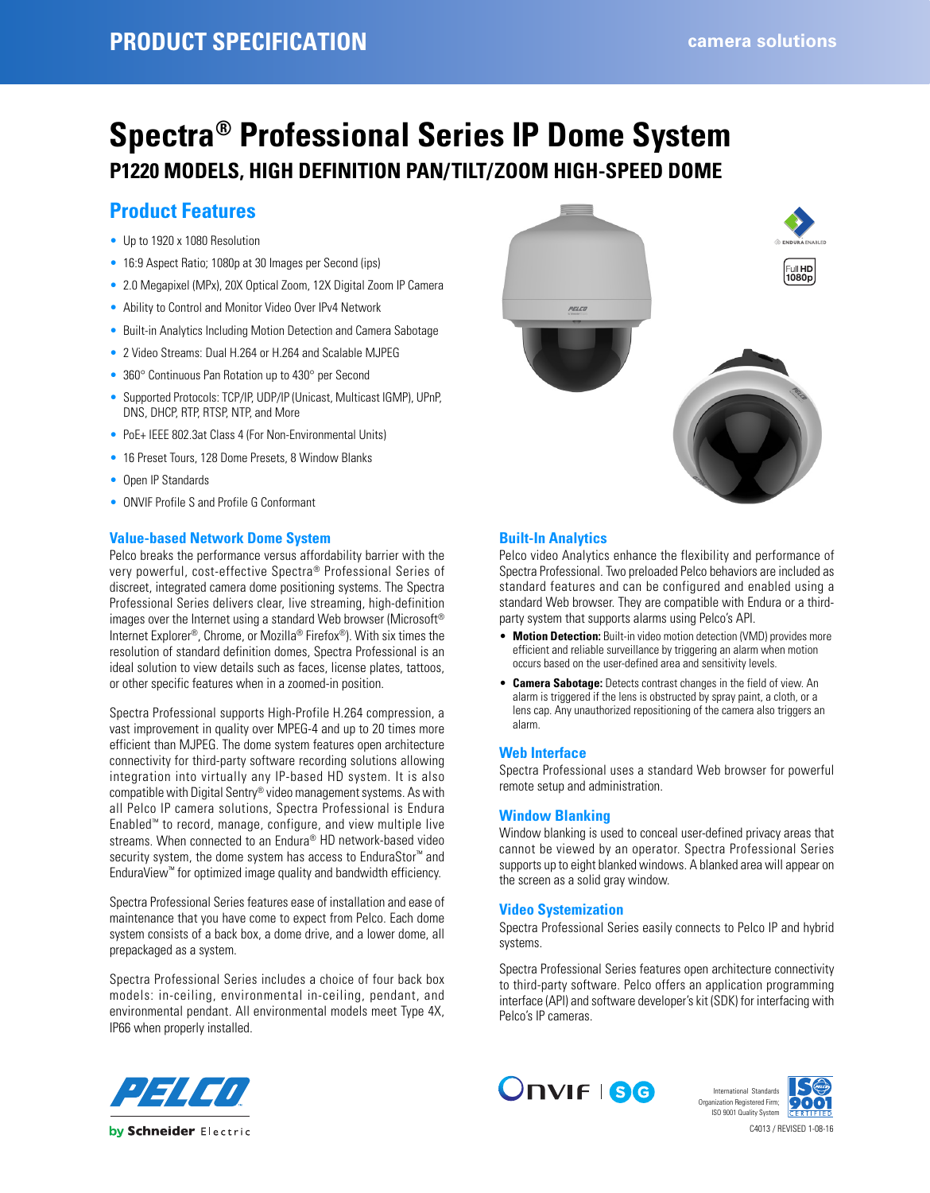# Spectra® Professional Series IP Dome System

## P1220 MODELS, HIGH DEFINITION PAN/TILT/ZOOM HIGH-SPEED DOME

## Product Features

- Up to 1920 x 1080 Resolution
- 16:9 Aspect Ratio; 1080p at 30 Images per Second (ips)
- 2.0 Megapixel (MPx), 20X Optical Zoom, 12X Digital Zoom IP Camera
- Ability to Control and Monitor Video Over IPv4 Network
- Built-in Analytics Including Motion Detection and Camera Sabotage
- 2 Video Streams: Dual H.264 or H.264 and Scalable MJPEG
- 360° Continuous Pan Rotation up to 430° per Second
- Supported Protocols: TCP/IP, UDP/IP (Unicast, Multicast IGMP), UPnP, DNS, DHCP, RTP, RTSP, NTP, and More
- PoE+ IEEE 802.3at Class 4 (For Non-Environmental Units)
- 16 Preset Tours, 128 Dome Presets, 8 Window Blanks
- Open IP Standards
- ONVIF Profile S and Profile G Conformant

### Value-based Network Dome System

Pelco breaks the performance versus affordability barrier with the very powerful, cost-effective Spectra® Professional Series of discreet, integrated camera dome positioning systems. The Spectra Professional Series delivers clear, live streaming, high-definition images over the Internet using a standard Web browser (Microsoft® Internet Explorer®, Chrome, or Mozilla® Firefox®). With six times the resolution of standard definition domes, Spectra Professional is an ideal solution to view details such as faces, license plates, tattoos, or other specific features when in a zoomed-in position.

Spectra Professional supports High-Profile H.264 compression, a vast improvement in quality over MPEG-4 and up to 20 times more efficient than MJPEG. The dome system features open architecture connectivity for third-party software recording solutions allowing integration into virtually any IP-based HD system. It is also compatible with Digital Sentry® video management systems. As with all Pelco IP camera solutions, Spectra Professional is Endura Enabled™ to record, manage, configure, and view multiple live streams. When connected to an Endura® HD network-based video security system, the dome system has access to EnduraStor™ and EnduraView™ for optimized image quality and bandwidth efficiency.

Spectra Professional Series features ease of installation and ease of maintenance that you have come to expect from Pelco. Each dome system consists of a back box, a dome drive, and a lower dome, all prepackaged as a system.

Spectra Professional Series includes a choice of four back box models: in-ceiling, environmental in-ceiling, pendant, and environmental pendant. All environmental models meet Type 4X, IP66 when properly installed.

### Built-In Analytics

Pelco video Analytics enhance the flexibility and performance of Spectra Professional. Two preloaded Pelco behaviors are included as standard features and can be configured and enabled using a standard Web browser. They are compatible with Endura or a third-party system that supports alarms using Pelco's API.

- **Motion Detection:** Built-in video motion detection (VMD) provides more efficient and reliable surveillance by triggering an alarm when motion occurs based on the user-defined area and sensitivity levels.
- **Camera Sabotage:** Detects contrast changes in the field of view. An alarm is triggered if the lens is obstructed by spray paint, a cloth, or a lens cap. Any unauthorized repositioning of the camera also triggers an alarm.

### Web Interface

Spectra Professional uses a standard Web browser for powerful remote setup and administration.

### Window Blanking

Window blanking is used to conceal user-defined privacy areas that cannot be viewed by an operator. Spectra Professional Series supports up to eight blanked windows. A blanked area will appear on the screen as a solid gray window.

### Video Systemization

Spectra Professional Series easily connects to Pelco IP and hybrid systems.

Spectra Professional Series features open architecture connectivity to third-party software. Pelco offers an application programming interface (API) and software developer's kit (SDK) for interfacing with Pelco's IP cameras.

International Standards Organization Registered Firm; ISO 9001 Quality System

C4013 / REVISED 1-08-16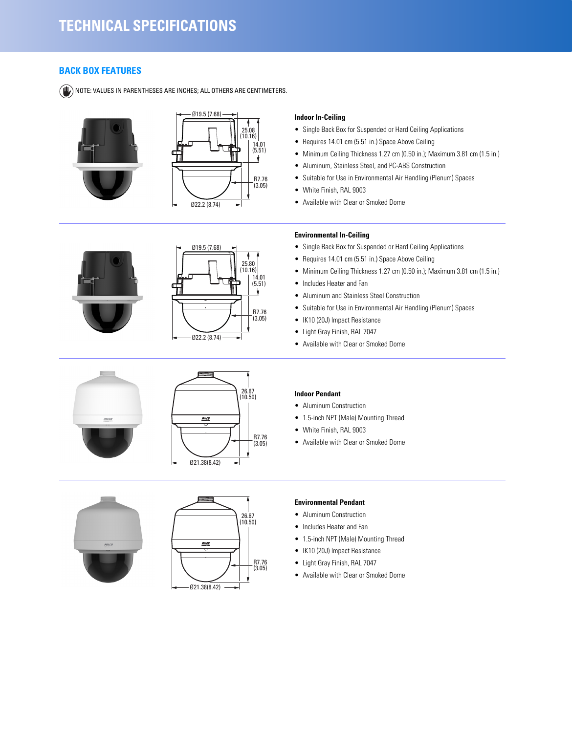# TECHNICAL SPECIFICATIONS

## BACK BOX FEATURES

NOTE: VALUES IN PARENTHESES ARE INCHES; ALL OTHERS ARE CENTIMETERS.

Ø19.5 (7.68)
25.08 (10.16)
14.01 (5.51)
R7.76 (3.05)
Ø22.2 (8.74)

### Indoor In-Ceiling

- Single Back Box for Suspended or Hard Ceiling Applications
- Requires 14.01 cm (5.51 in.) Space Above Ceiling
- Minimum Ceiling Thickness 1.27 cm (0.50 in.); Maximum 3.81 cm (1.5 in.)
- Aluminum, Stainless Steel, and PC-ABS Construction
- Suitable for Use in Environmental Air Handling (Plenum) Spaces
- White Finish, RAL 9003
- Available with Clear or Smoked Dome

Ø19.5 (7.68)
25.80 (10.16)
14.01 (5.51)
R7.76 (3.05)
Ø22.2 (8.74)

### Environmental In-Ceiling

- Single Back Box for Suspended or Hard Ceiling Applications
- Requires 14.01 cm (5.51 in.) Space Above Ceiling
- Minimum Ceiling Thickness 1.27 cm (0.50 in.); Maximum 3.81 cm (1.5 in.)
- Includes Heater and Fan
- Aluminum and Stainless Steel Construction
- Suitable for Use in Environmental Air Handling (Plenum) Spaces
- IK10 (20J) Impact Resistance
- Light Gray Finish, RAL 7047
- Available with Clear or Smoked Dome

26.67 (10.50)
R7.76 (3.05)
Ø21.38(8.42)

### Indoor Pendant

- Aluminum Construction
- 1.5-inch NPT (Male) Mounting Thread
- White Finish, RAL 9003
- Available with Clear or Smoked Dome

26.67 (10.50)
R7.76 (3.05)
Ø21.38(8.42)

### Environmental Pendant

- Aluminum Construction
- Includes Heater and Fan
- 1.5-inch NPT (Male) Mounting Thread
- IK10 (20J) Impact Resistance
- Light Gray Finish, RAL 7047
- Available with Clear or Smoked Dome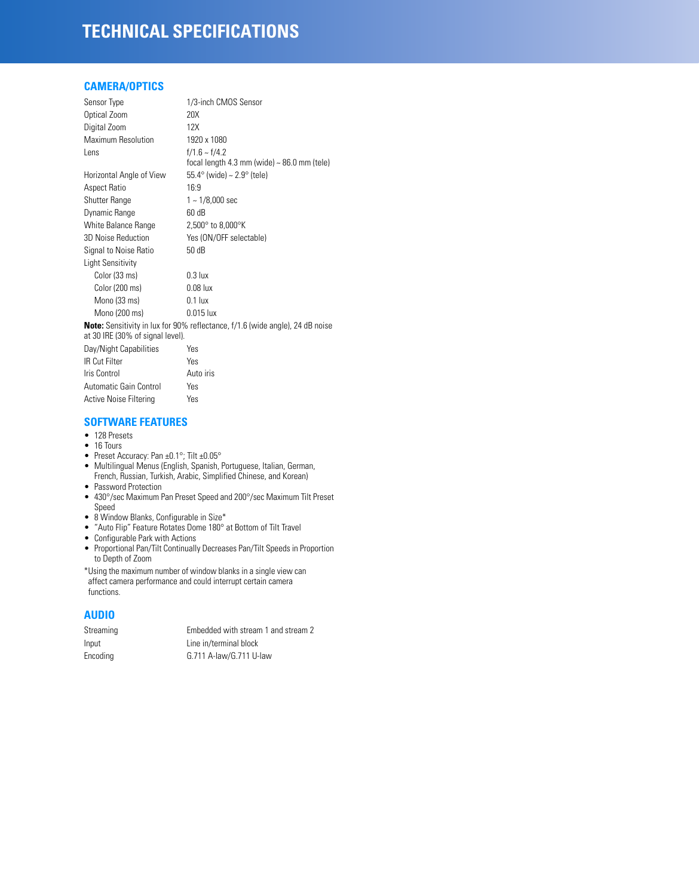# TECHNICAL SPECIFICATIONS

## CAMERA/OPTICS

| | |
|---|---|
| Sensor Type | 1/3-inch CMOS Sensor |
| Optical Zoom | 20X |
| Digital Zoom | 12X |
| Maximum Resolution | 1920 x 1080 |
| Lens | f/1.6 ~ f/4.2<br>focal length 4.3 mm (wide) ~ 86.0 mm (tele) |
| Horizontal Angle of View | 55.4° (wide) ~ 2.9° (tele) |
| Aspect Ratio | 16:9 |
| Shutter Range | 1 ~ 1/8,000 sec |
| Dynamic Range | 60 dB |
| White Balance Range | 2,500° to 8,000°K |
| 3D Noise Reduction | Yes (ON/OFF selectable) |
| Signal to Noise Ratio | 50 dB |
| Light Sensitivity | |
| Color (33 ms) | 0.3 lux |
| Color (200 ms) | 0.08 lux |
| Mono (33 ms) | 0.1 lux |
| Mono (200 ms) | 0.015 lux |

**Note:** Sensitivity in lux for 90% reflectance, f/1.6 (wide angle), 24 dB noise at 30 IRE (30% of signal level).

| | |
|---|---|
| Day/Night Capabilities | Yes |
| IR Cut Filter | Yes |
| Iris Control | Auto iris |
| Automatic Gain Control | Yes |
| Active Noise Filtering | Yes |

## SOFTWARE FEATURES

- 128 Presets
- 16 Tours
- Preset Accuracy: Pan ±0.1°; Tilt ±0.05°
- Multilingual Menus (English, Spanish, Portuguese, Italian, German, French, Russian, Turkish, Arabic, Simplified Chinese, and Korean)
- Password Protection
- 430°/sec Maximum Pan Preset Speed and 200°/sec Maximum Tilt Preset Speed
- 8 Window Blanks, Configurable in Size*
- "Auto Flip" Feature Rotates Dome 180° at Bottom of Tilt Travel
- Configurable Park with Actions
- Proportional Pan/Tilt Continually Decreases Pan/Tilt Speeds in Proportion to Depth of Zoom

*Using the maximum number of window blanks in a single view can affect camera performance and could interrupt certain camera functions.

## AUDIO

| | |
|---|---|
| Streaming | Embedded with stream 1 and stream 2 |
| Input | Line in/terminal block |
| Encoding | G.711 A-law/G.711 U-law |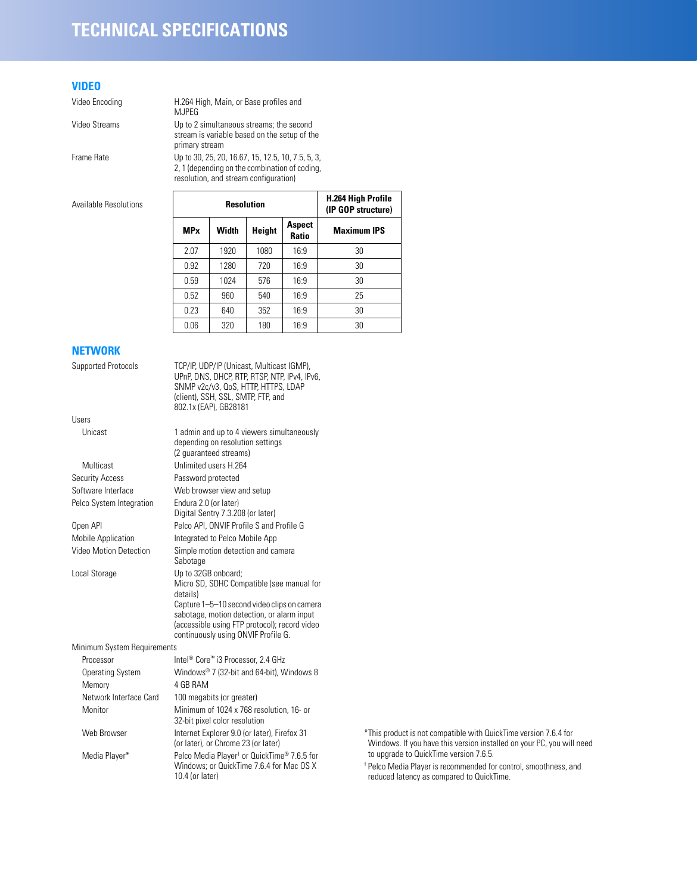# TECHNICAL SPECIFICATIONS

## VIDEO

| | |
|---|---|
| Video Encoding | H.264 High, Main, or Base profiles and MJPEG |
| Video Streams | Up to 2 simultaneous streams; the second stream is variable based on the setup of the primary stream |
| Frame Rate | Up to 30, 25, 20, 16.67, 15, 12.5, 10, 7.5, 5, 3, 2, 1 (depending on the combination of coding, resolution, and stream configuration) |

Available Resolutions

| Resolution | | | | H.264 High Profile (IP GOP structure) |
|---|---|---|---|---|
| **MPx** | **Width** | **Height** | **Aspect Ratio** | **Maximum IPS** |
| 2.07 | 1920 | 1080 | 16:9 | 30 |
| 0.92 | 1280 | 720 | 16:9 | 30 |
| 0.59 | 1024 | 576 | 16:9 | 30 |
| 0.52 | 960 | 540 | 16:9 | 25 |
| 0.23 | 640 | 352 | 16:9 | 30 |
| 0.06 | 320 | 180 | 16:9 | 30 |

## NETWORK

| | |
|---|---|
| Supported Protocols | TCP/IP, UDP/IP (Unicast, Multicast IGMP), UPnP, DNS, DHCP, RTP, RTSP, NTP, IPv4, IPv6, SNMP v2c/v3, QoS, HTTP, HTTPS, LDAP (client), SSH, SSL, SMTP, FTP, and 802.1x (EAP), GB28181 |
| Users | |
| Unicast | 1 admin and up to 4 viewers simultaneously depending on resolution settings (2 guaranteed streams) |
| Multicast | Unlimited users H.264 |
| Security Access | Password protected |
| Software Interface | Web browser view and setup |
| Pelco System Integration | Endura 2.0 (or later)<br>Digital Sentry 7.3.208 (or later) |
| Open API | Pelco API, ONVIF Profile S and Profile G |
| Mobile Application | Integrated to Pelco Mobile App |
| Video Motion Detection | Simple motion detection and camera Sabotage |
| Local Storage | Up to 32GB onboard;<br>Micro SD, SDHC Compatible (see manual for details)<br>Capture 1–5–10 second video clips on camera sabotage, motion detection, or alarm input (accessible using FTP protocol); record video continuously using ONVIF Profile G. |
| Minimum System Requirements | |
| Processor | Intel® Core™ i3 Processor, 2.4 GHz |
| Operating System | Windows® 7 (32-bit and 64-bit), Windows 8 |
| Memory | 4 GB RAM |
| Network Interface Card | 100 megabits (or greater) |
| Monitor | Minimum of 1024 x 768 resolution, 16- or 32-bit pixel color resolution |
| Web Browser | Internet Explorer 9.0 (or later), Firefox 31 (or later), or Chrome 23 (or later) |
| Media Player* | Pelco Media Player† or QuickTime® 7.6.5 for Windows; or QuickTime 7.6.4 for Mac OS X 10.4 (or later) |

*This product is not compatible with QuickTime version 7.6.4 for Windows. If you have this version installed on your PC, you will need to upgrade to QuickTime version 7.6.5.

† Pelco Media Player is recommended for control, smoothness, and reduced latency as compared to QuickTime.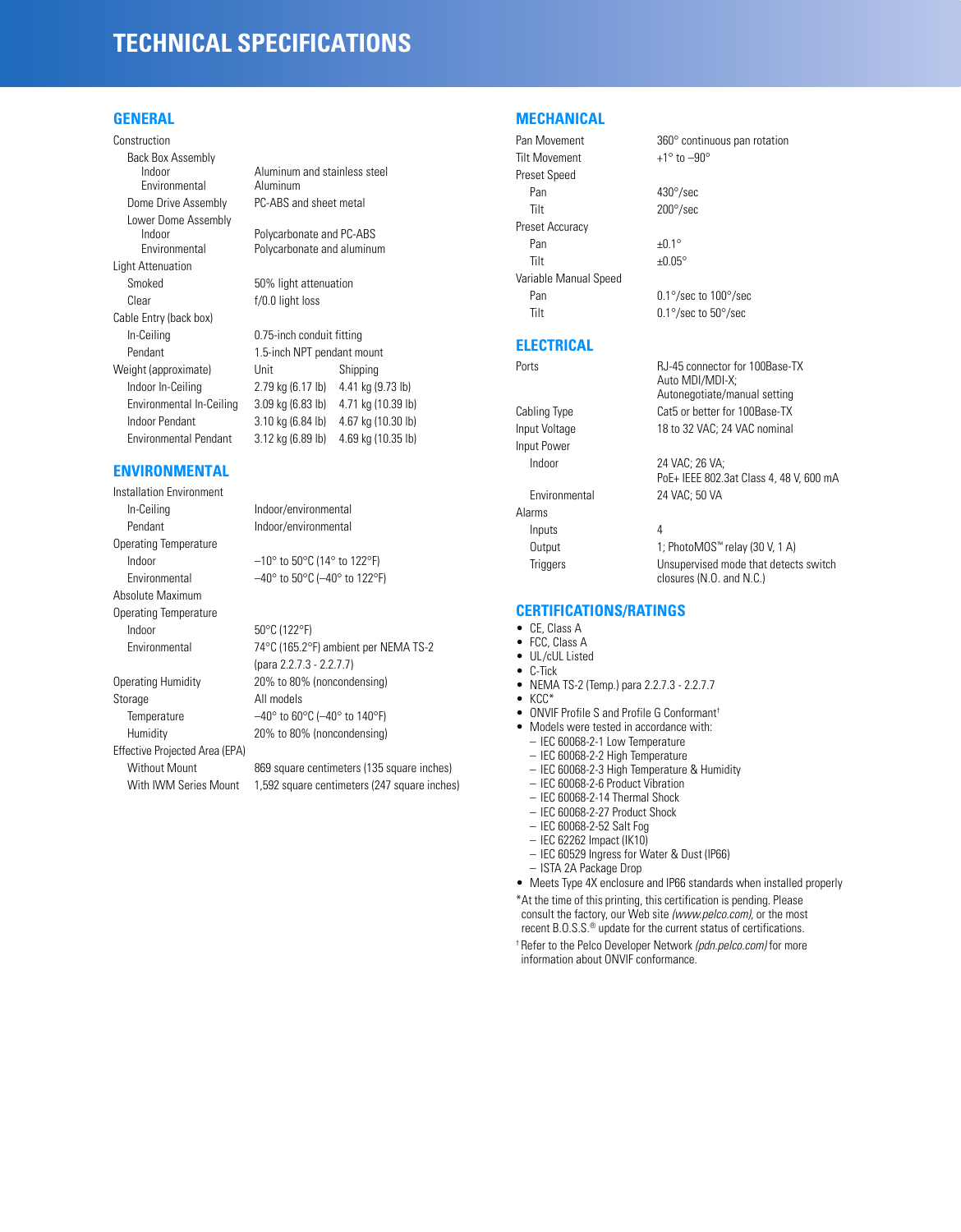# TECHNICAL SPECIFICATIONS

## GENERAL

| | | |
|---|---|---|
| **Construction** | | |
| Back Box Assembly | | |
| Indoor | Aluminum and stainless steel | |
| Environmental | Aluminum | |
| Dome Drive Assembly | PC-ABS and sheet metal | |
| Lower Dome Assembly | | |
| Indoor | Polycarbonate and PC-ABS | |
| Environmental | Polycarbonate and aluminum | |
| **Light Attenuation** | | |
| Smoked | 50% light attenuation | |
| Clear | f/0.0 light loss | |
| **Cable Entry (back box)** | | |
| In-Ceiling | 0.75-inch conduit fitting | |
| Pendant | 1.5-inch NPT pendant mount | |
| **Weight (approximate)** | Unit | Shipping |
| Indoor In-Ceiling | 2.79 kg (6.17 lb) | 4.41 kg (9.73 lb) |
| Environmental In-Ceiling | 3.09 kg (6.83 lb) | 4.71 kg (10.39 lb) |
| Indoor Pendant | 3.10 kg (6.84 lb) | 4.67 kg (10.30 lb) |
| Environmental Pendant | 3.12 kg (6.89 lb) | 4.69 kg (10.35 lb) |

## ENVIRONMENTAL

| | |
|---|---|
| **Installation Environment** | |
| In-Ceiling | Indoor/environmental |
| Pendant | Indoor/environmental |
| **Operating Temperature** | |
| Indoor | –10° to 50°C (14° to 122°F) |
| Environmental | –40° to 50°C (–40° to 122°F) |
| **Absolute Maximum Operating Temperature** | |
| Indoor | 50°C (122°F) |
| Environmental | 74°C (165.2°F) ambient per NEMA TS-2 (para 2.2.7.3 - 2.2.7.7) |
| **Operating Humidity** | 20% to 80% (noncondensing) |
| **Storage** | All models |
| Temperature | –40° to 60°C (–40° to 140°F) |
| Humidity | 20% to 80% (noncondensing) |
| **Effective Projected Area (EPA)** | |
| Without Mount | 869 square centimeters (135 square inches) |
| With IWM Series Mount | 1,592 square centimeters (247 square inches) |

## MECHANICAL

| | |
|---|---|
| **Pan Movement** | 360° continuous pan rotation |
| **Tilt Movement** | +1° to –90° |
| **Preset Speed** | |
| Pan | 430°/sec |
| Tilt | 200°/sec |
| **Preset Accuracy** | |
| Pan | ±0.1° |
| Tilt | ±0.05° |
| **Variable Manual Speed** | |
| Pan | 0.1°/sec to 100°/sec |
| Tilt | 0.1°/sec to 50°/sec |

## ELECTRICAL

| | |
|---|---|
| **Ports** | RJ-45 connector for 100Base-TX Auto MDI/MDI-X; Autonegotiate/manual setting |
| **Cabling Type** | Cat5 or better for 100Base-TX |
| **Input Voltage** | 18 to 32 VAC; 24 VAC nominal |
| **Input Power** | |
| Indoor | 24 VAC; 26 VA; PoE+ IEEE 802.3at Class 4, 48 V, 600 mA |
| Environmental | 24 VAC; 50 VA |
| **Alarms** | |
| Inputs | 4 |
| Output | 1; PhotoMOS™ relay (30 V, 1 A) |
| Triggers | Unsupervised mode that detects switch closures (N.O. and N.C.) |

## CERTIFICATIONS/RATINGS

- CE, Class A
- FCC, Class A
- UL/cUL Listed
- C-Tick
- NEMA TS-2 (Temp.) para 2.2.7.3 - 2.2.7.7
- KCC*
- ONVIF Profile S and Profile G Conformant†
- Models were tested in accordance with:
  - IEC 60068-2-1 Low Temperature
  - IEC 60068-2-2 High Temperature
  - IEC 60068-2-3 High Temperature & Humidity
  - IEC 60068-2-6 Product Vibration
  - IEC 60068-2-14 Thermal Shock
  - IEC 60068-2-27 Product Shock
  - IEC 60068-2-52 Salt Fog
  - IEC 62262 Impact (IK10)
  - IEC 60529 Ingress for Water & Dust (IP66)
  - ISTA 2A Package Drop
- Meets Type 4X enclosure and IP66 standards when installed properly

*At the time of this printing, this certification is pending. Please consult the factory, our Web site *(www.pelco.com)*, or the most recent B.O.S.S.® update for the current status of certifications.

†Refer to the Pelco Developer Network *(pdn.pelco.com)* for more information about ONVIF conformance.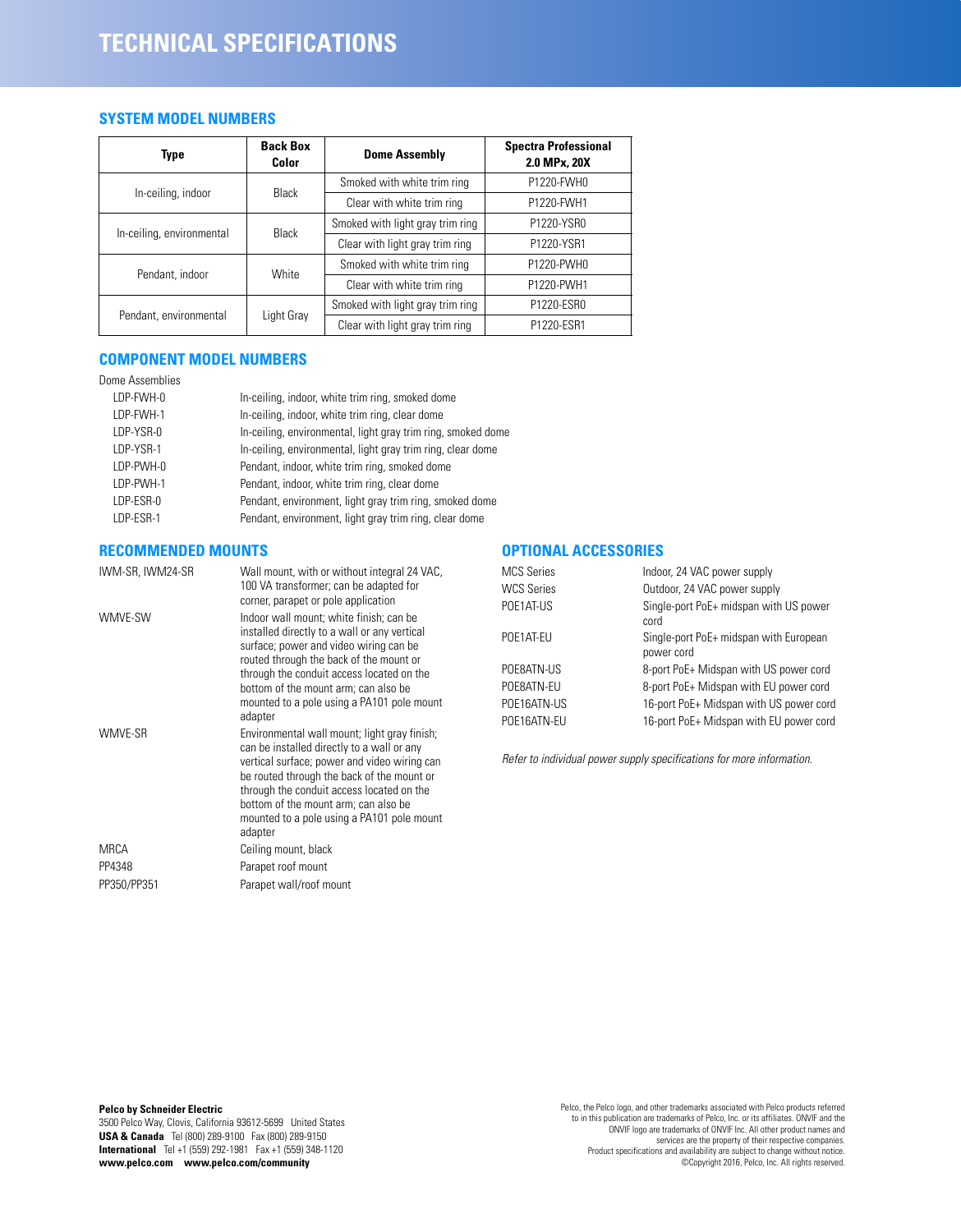# TECHNICAL SPECIFICATIONS

## SYSTEM MODEL NUMBERS

| Type | Back Box Color | Dome Assembly | Spectra Professional 2.0 MPx, 20X |
|---|---|---|---|
| In-ceiling, indoor | Black | Smoked with white trim ring | P1220-FWH0 |
| | | Clear with white trim ring | P1220-FWH1 |
| In-ceiling, environmental | Black | Smoked with light gray trim ring | P1220-YSR0 |
| | | Clear with light gray trim ring | P1220-YSR1 |
| Pendant, indoor | White | Smoked with white trim ring | P1220-PWH0 |
| | | Clear with white trim ring | P1220-PWH1 |
| Pendant, environmental | Light Gray | Smoked with light gray trim ring | P1220-ESR0 |
| | | Clear with light gray trim ring | P1220-ESR1 |

## COMPONENT MODEL NUMBERS

Dome Assemblies

| | |
|---|---|
| LDP-FWH-0 | In-ceiling, indoor, white trim ring, smoked dome |
| LDP-FWH-1 | In-ceiling, indoor, white trim ring, clear dome |
| LDP-YSR-0 | In-ceiling, environmental, light gray trim ring, smoked dome |
| LDP-YSR-1 | In-ceiling, environmental, light gray trim ring, clear dome |
| LDP-PWH-0 | Pendant, indoor, white trim ring, smoked dome |
| LDP-PWH-1 | Pendant, indoor, white trim ring, clear dome |
| LDP-ESR-0 | Pendant, environment, light gray trim ring, smoked dome |
| LDP-ESR-1 | Pendant, environment, light gray trim ring, clear dome |

## RECOMMENDED MOUNTS

| | |
|---|---|
| IWM-SR, IWM24-SR | Wall mount, with or without integral 24 VAC, 100 VA transformer; can be adapted for corner, parapet or pole application |
| WMVE-SW | Indoor wall mount; white finish; can be installed directly to a wall or any vertical surface; power and video wiring can be routed through the back of the mount or through the conduit access located on the bottom of the mount arm; can also be mounted to a pole using a PA101 pole mount adapter |
| WMVE-SR | Environmental wall mount; light gray finish; can be installed directly to a wall or any vertical surface; power and video wiring can be routed through the back of the mount or through the conduit access located on the bottom of the mount arm; can also be mounted to a pole using a PA101 pole mount adapter |
| MRCA | Ceiling mount, black |
| PP4348 | Parapet roof mount |
| PP350/PP351 | Parapet wall/roof mount |

## OPTIONAL ACCESSORIES

| | |
|---|---|
| MCS Series | Indoor, 24 VAC power supply |
| WCS Series | Outdoor, 24 VAC power supply |
| POE1AT-US | Single-port PoE+ midspan with US power cord |
| POE1AT-EU | Single-port PoE+ midspan with European power cord |
| POE8ATN-US | 8-port PoE+ Midspan with US power cord |
| POE8ATN-EU | 8-port PoE+ Midspan with EU power cord |
| POE16ATN-US | 16-port PoE+ Midspan with US power cord |
| POE16ATN-EU | 16-port PoE+ Midspan with EU power cord |

*Refer to individual power supply specifications for more information.*

**Pelco by Schneider Electric**
3500 Pelco Way, Clovis, California 93612-5699 United States
**USA & Canada** Tel (800) 289-9100 Fax (800) 289-9150
**International** Tel +1 (559) 292-1981 Fax +1 (559) 348-1120
**www.pelco.com www.pelco.com/community**

Pelco, the Pelco logo, and other trademarks associated with Pelco products referred to in this publication are trademarks of Pelco, Inc. or its affiliates. ONVIF and the ONVIF logo are trademarks of ONVIF Inc. All other product names and services are the property of their respective companies.
Product specifications and availability are subject to change without notice.
©Copyright 2016, Pelco, Inc. All rights reserved.